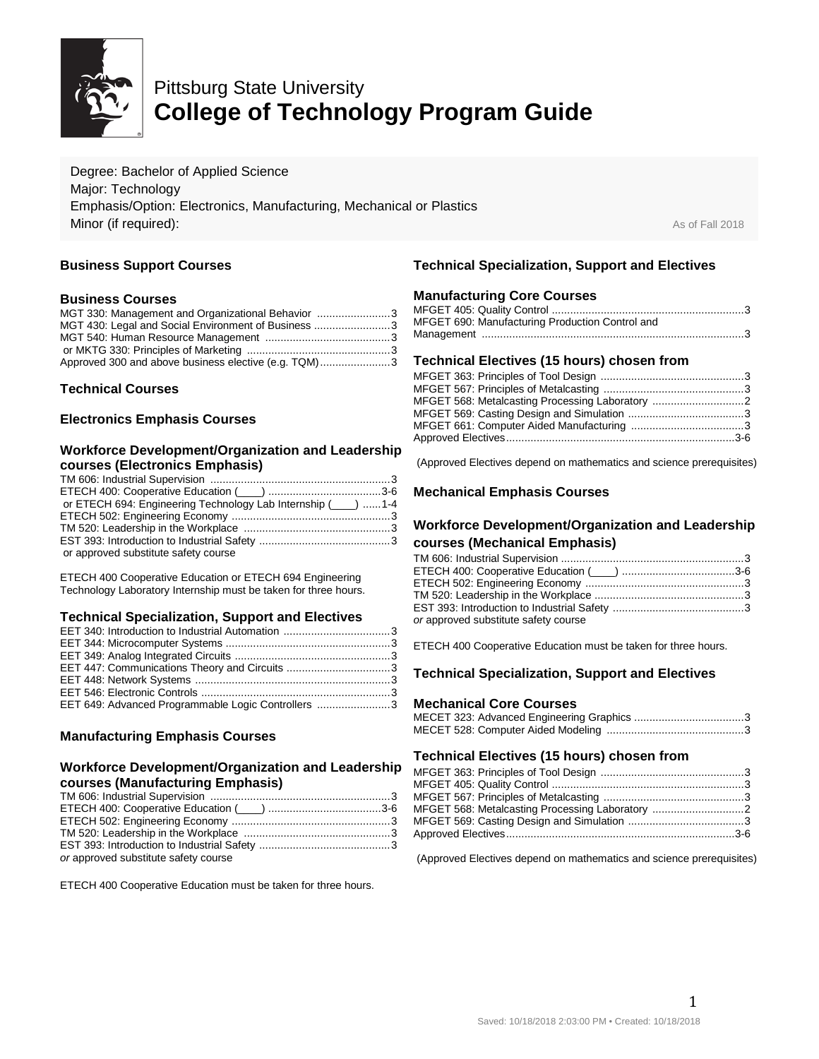Pittsburg State University

# College of Technology Program Guide

Degree: Bachelor of Applied Science
Major: Technology
Emphasis/Option: Electronics, Manufacturing, Mechanical or Plastics
Minor (if required):

As of Fall 2018

## Business Support Courses

### Business Courses

MGT 330: Management and Organizational Behavior ........................3
MGT 430: Legal and Social Environment of Business .........................3
MGT 540: Human Resource Management .........................................3
or MKTG 330: Principles of Marketing ...............................................3
Approved 300 and above business elective (e.g. TQM).......................3

## Technical Courses

## Electronics Emphasis Courses

### Workforce Development/Organization and Leadership courses (Electronics Emphasis)

TM 606: Industrial Supervision ...........................................................3
ETECH 400: Cooperative Education (____) .....................................3-6
or ETECH 694: Engineering Technology Lab Internship (____) ......1-4
ETECH 502: Engineering Economy ....................................................3
TM 520: Leadership in the Workplace ................................................3
EST 393: Introduction to Industrial Safety ...........................................3
or approved substitute safety course

ETECH 400 Cooperative Education or ETECH 694 Engineering Technology Laboratory Internship must be taken for three hours.

### Technical Specialization, Support and Electives

EET 340: Introduction to Industrial Automation ...................................3
EET 344: Microcomputer Systems ......................................................3
EET 349: Analog Integrated Circuits ...................................................3
EET 447: Communications Theory and Circuits ..................................3
EET 448: Network Systems ................................................................3
EET 546: Electronic Controls ..............................................................3
EET 649: Advanced Programmable Logic Controllers ........................3

## Manufacturing Emphasis Courses

### Workforce Development/Organization and Leadership courses (Manufacturing Emphasis)

TM 606: Industrial Supervision ...........................................................3
ETECH 400: Cooperative Education (____) .....................................3-6
ETECH 502: Engineering Economy ....................................................3
TM 520: Leadership in the Workplace ................................................3
EST 393: Introduction to Industrial Safety ...........................................3
*or* approved substitute safety course

ETECH 400 Cooperative Education must be taken for three hours.

## Technical Specialization, Support and Electives

### Manufacturing Core Courses

MFGET 405: Quality Control ...............................................................3
MFGET 690: Manufacturing Production Control and Management ......................................................................................3

### Technical Electives (15 hours) chosen from

MFGET 363: Principles of Tool Design ...............................................3
MFGET 567: Principles of Metalcasting ..............................................3
MFGET 568: Metalcasting Processing Laboratory ..............................2
MFGET 569: Casting Design and Simulation ......................................3
MFGET 661: Computer Aided Manufacturing .....................................3
Approved Electives...........................................................................3-6

(Approved Electives depend on mathematics and science prerequisites)

## Mechanical Emphasis Courses

### Workforce Development/Organization and Leadership courses (Mechanical Emphasis)

TM 606: Industrial Supervision ...........................................................3
ETECH 400: Cooperative Education (____) .....................................3-6
ETECH 502: Engineering Economy ....................................................3
TM 520: Leadership in the Workplace .................................................3
EST 393: Introduction to Industrial Safety ...........................................3
*or* approved substitute safety course

ETECH 400 Cooperative Education must be taken for three hours.

## Technical Specialization, Support and Electives

### Mechanical Core Courses

MECET 323: Advanced Engineering Graphics ....................................3
MECET 528: Computer Aided Modeling .............................................3

### Technical Electives (15 hours) chosen from

MFGET 363: Principles of Tool Design ...............................................3
MFGET 405: Quality Control ...............................................................3
MFGET 567: Principles of Metalcasting ..............................................3
MFGET 568: Metalcasting Processing Laboratory ..............................2
MFGET 569: Casting Design and Simulation ......................................3
Approved Electives...........................................................................3-6

(Approved Electives depend on mathematics and science prerequisites)

Saved: 10/18/2018 2:03:00 PM • Created: 10/18/2018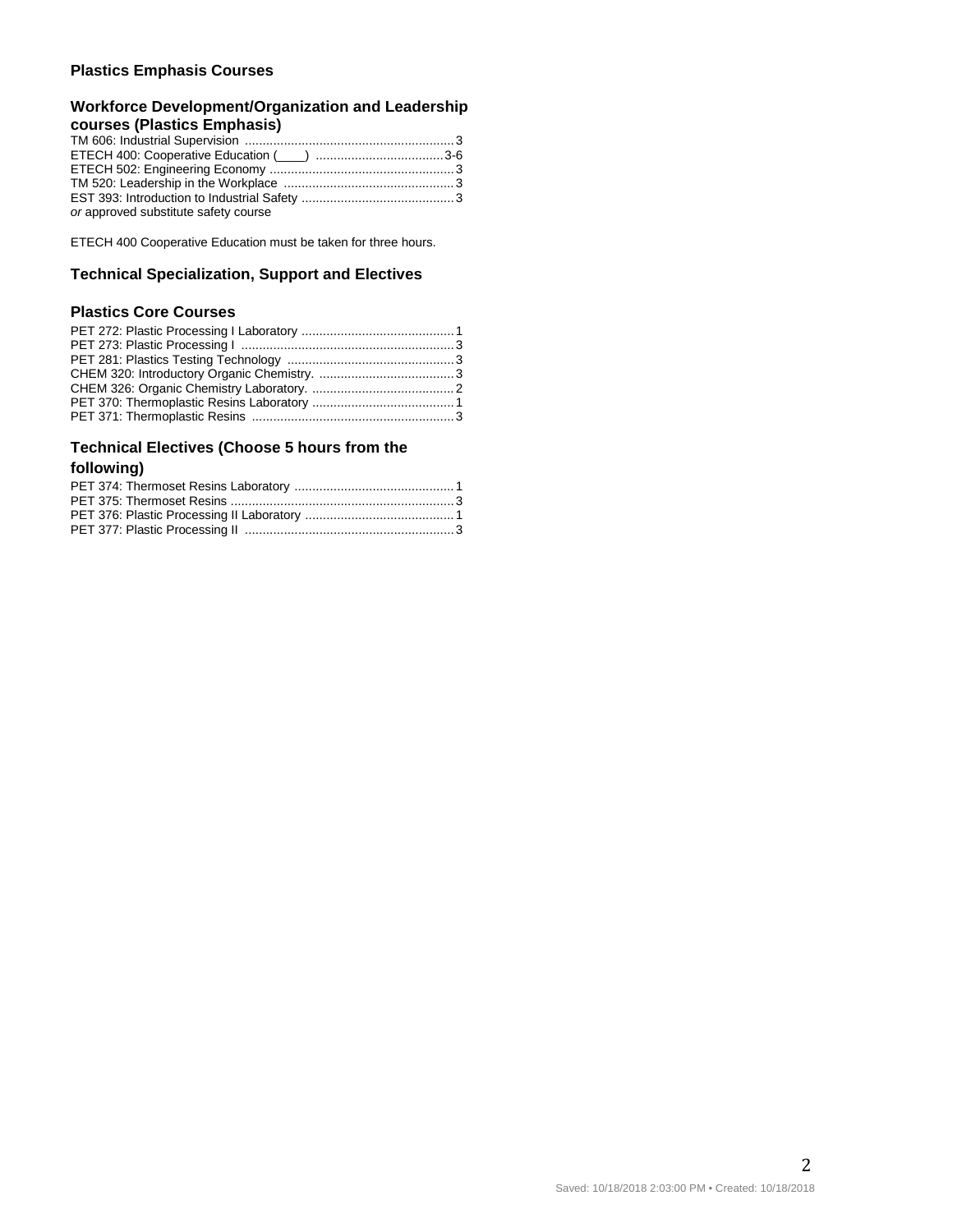### Plastics Emphasis Courses

#### Workforce Development/Organization and Leadership courses (Plastics Emphasis)

TM 606: Industrial Supervision .......................................................... 3
ETECH 400: Cooperative Education (____) .................................... 3-6
ETECH 502: Engineering Economy ................................................... 3
TM 520: Leadership in the Workplace ............................................... 3
EST 393: Introduction to Industrial Safety .......................................... 3
*or* approved substitute safety course

ETECH 400 Cooperative Education must be taken for three hours.

### Technical Specialization, Support and Electives

#### Plastics Core Courses

PET 272: Plastic Processing I Laboratory .......................................... 1
PET 273: Plastic Processing I ........................................................... 3
PET 281: Plastics Testing Technology .............................................. 3
CHEM 320: Introductory Organic Chemistry. ...................................... 3
CHEM 326: Organic Chemistry Laboratory. ........................................ 2
PET 370: Thermoplastic Resins Laboratory ....................................... 1
PET 371: Thermoplastic Resins ........................................................ 3

#### Technical Electives (Choose 5 hours from the following)

PET 374: Thermoset Resins Laboratory ............................................. 1
PET 375: Thermoset Resins .............................................................. 3
PET 376: Plastic Processing II Laboratory ......................................... 1
PET 377: Plastic Processing II .......................................................... 3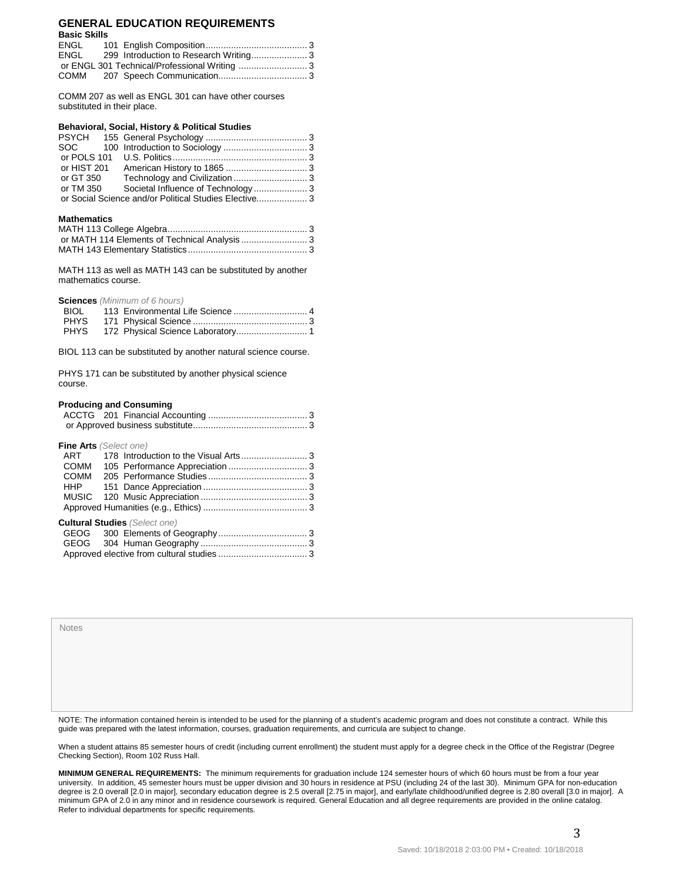# GENERAL EDUCATION REQUIREMENTS

**Basic Skills**

| | | |
|---|---|---|
| ENGL | 101 English Composition | 3 |
| ENGL | 299 Introduction to Research Writing | 3 |
| | or ENGL 301 Technical/Professional Writing | 3 |
| COMM | 207 Speech Communication | 3 |

COMM 207 as well as ENGL 301 can have other courses substituted in their place.

**Behavioral, Social, History & Political Studies**

| | | |
|---|---|---|
| PSYCH | 155 General Psychology | 3 |
| SOC | 100 Introduction to Sociology | 3 |
| or POLS 101 | U.S. Politics | 3 |
| or HIST 201 | American History to 1865 | 3 |
| or GT 350 | Technology and Civilization | 3 |
| or TM 350 | Societal Influence of Technology | 3 |
| | or Social Science and/or Political Studies Elective | 3 |

**Mathematics**

| | |
|---|---|
| MATH 113 College Algebra | 3 |
| or MATH 114 Elements of Technical Analysis | 3 |
| MATH 143 Elementary Statistics | 3 |

MATH 113 as well as MATH 143 can be substituted by another mathematics course.

**Sciences** *(Minimum of 6 hours)*

| | | |
|---|---|---|
| BIOL | 113 Environmental Life Science | 4 |
| PHYS | 171 Physical Science | 3 |
| PHYS | 172 Physical Science Laboratory | 1 |

BIOL 113 can be substituted by another natural science course.

PHYS 171 can be substituted by another physical science course.

**Producing and Consuming**

| | | |
|---|---|---|
| ACCTG | 201 Financial Accounting | 3 |
| | or Approved business substitute | 3 |

**Fine Arts** *(Select one)*

| | | |
|---|---|---|
| ART | 178 Introduction to the Visual Arts | 3 |
| COMM | 105 Performance Appreciation | 3 |
| COMM | 205 Performance Studies | 3 |
| HHP | 151 Dance Appreciation | 3 |
| MUSIC | 120 Music Appreciation | 3 |
| | Approved Humanities (e.g., Ethics) | 3 |

**Cultural Studies** *(Select one)*

| | | |
|---|---|---|
| GEOG | 300 Elements of Geography | 3 |
| GEOG | 304 Human Geography | 3 |
| | Approved elective from cultural studies | 3 |

Notes

NOTE: The information contained herein is intended to be used for the planning of a student's academic program and does not constitute a contract. While this guide was prepared with the latest information, courses, graduation requirements, and curricula are subject to change.

When a student attains 85 semester hours of credit (including current enrollment) the student must apply for a degree check in the Office of the Registrar (Degree Checking Section), Room 102 Russ Hall.

**MINIMUM GENERAL REQUIREMENTS:** The minimum requirements for graduation include 124 semester hours of which 60 hours must be from a four year university. In addition, 45 semester hours must be upper division and 30 hours in residence at PSU (including 24 of the last 30). Minimum GPA for non-education degree is 2.0 overall [2.0 in major], secondary education degree is 2.5 overall [2.75 in major], and early/late childhood/unified degree is 2.80 overall [3.0 in major]. A minimum GPA of 2.0 in any minor and in residence coursework is required. General Education and all degree requirements are provided in the online catalog. Refer to individual departments for specific requirements.

Saved: 10/18/2018 2:03:00 PM • Created: 10/18/2018